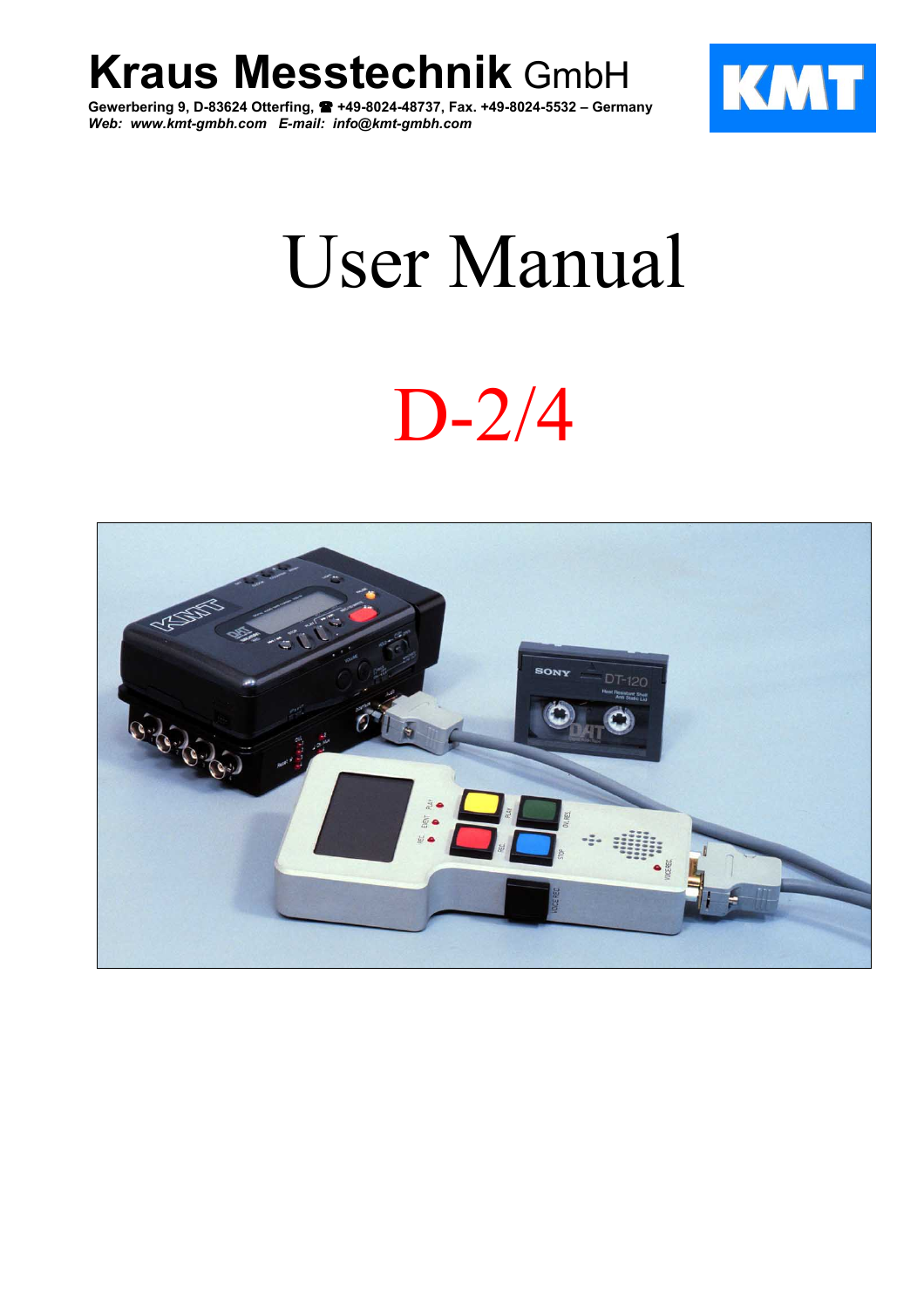# Kraus Messtechnik GmbH

**Gewerbering 9, D-83624 Otterfing, ☎ +49-8024-48737, Fax. +49-8024-5532 – Germany**
***Web: www.kmt-gmbh.com E-mail: info@kmt-gmbh.com***

KMT

# User Manual

# D-2/4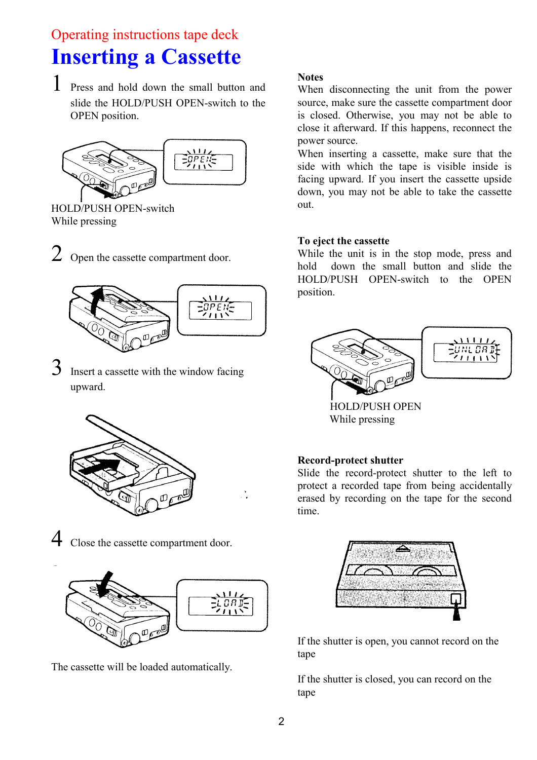Operating instructions tape deck

# Inserting a Cassette

1 Press and hold down the small button and slide the HOLD/PUSH OPEN-switch to the OPEN position.

HOLD/PUSH OPEN-switch
While pressing

2 Open the cassette compartment door.

3 Insert a cassette with the window facing upward.

4 Close the cassette compartment door.

The cassette will be loaded automatically.

**Notes**

When disconnecting the unit from the power source, make sure the cassette compartment door is closed. Otherwise, you may not be able to close it afterward. If this happens, reconnect the power source.

When inserting a cassette, make sure that the side with which the tape is visible inside is facing upward. If you insert the cassette upside down, you may not be able to take the cassette out.

**To eject the cassette**

While the unit is in the stop mode, press and hold down the small button and slide the HOLD/PUSH OPEN-switch to the OPEN position.

HOLD/PUSH OPEN
While pressing

**Record-protect shutter**

Slide the record-protect shutter to the left to protect a recorded tape from being accidentally erased by recording on the tape for the second time.

If the shutter is open, you cannot record on the tape

If the shutter is closed, you can record on the tape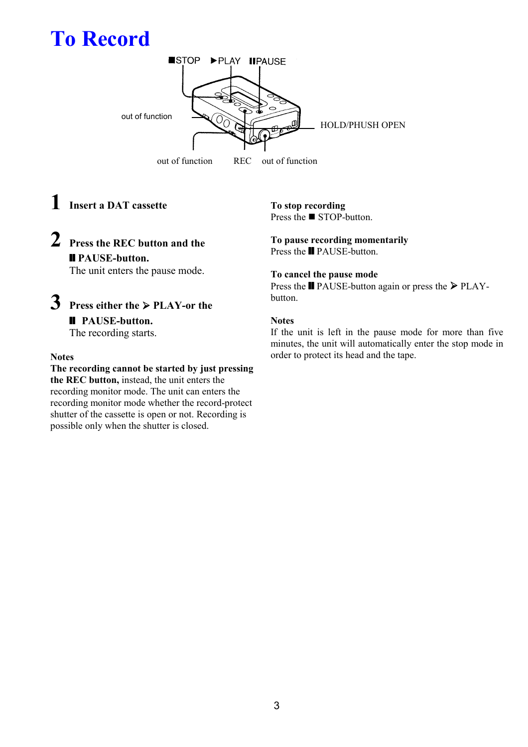# To Record

■STOP ▶PLAY ❚❚PAUSE

out of function

HOLD/PHUSH OPEN

out of function REC out of function

**1** **Insert a DAT cassette**

**2** **Press the REC button and the ❚❚ PAUSE-button.**
The unit enters the pause mode.

**3** **Press either the ➢ PLAY-or the ❚❚ PAUSE-button.**
The recording starts.

**Notes**

**The recording cannot be started by just pressing the REC button,** instead, the unit enters the recording monitor mode. The unit can enters the recording monitor mode whether the record-protect shutter of the cassette is open or not. Recording is possible only when the shutter is closed.

**To stop recording**
Press the ■ STOP-button.

**To pause recording momentarily**
Press the ❚❚ PAUSE-button.

**To cancel the pause mode**
Press the ❚❚ PAUSE-button again or press the ➢ PLAY-button.

**Notes**

If the unit is left in the pause mode for more than five minutes, the unit will automatically enter the stop mode in order to protect its head and the tape.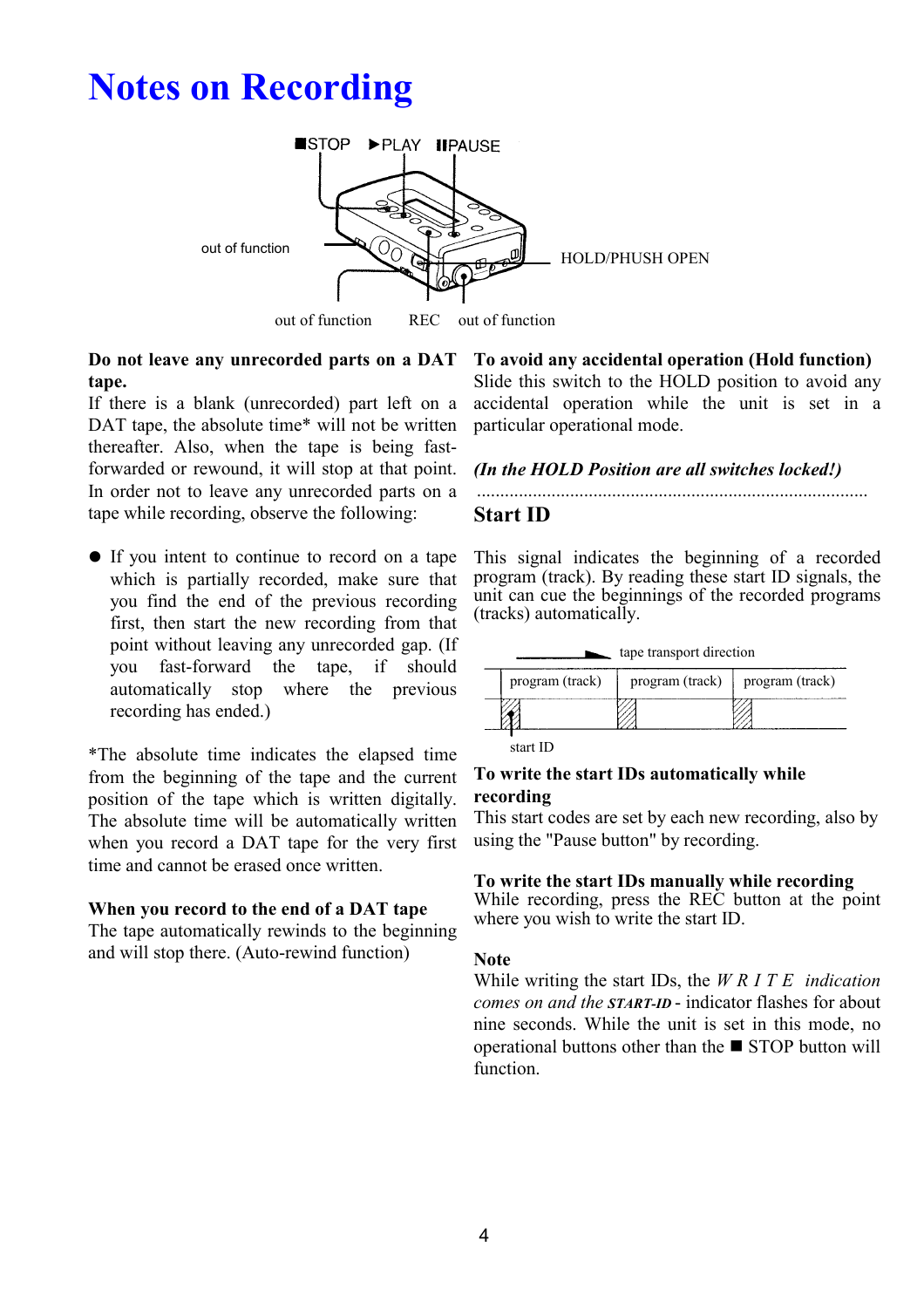# Notes on Recording

■STOP ▶PLAY ❚❚PAUSE

out of function

HOLD/PHUSH OPEN

out of function REC out of function

**Do not leave any unrecorded parts on a DAT tape.**
If there is a blank (unrecorded) part left on a DAT tape, the absolute time* will not be written thereafter. Also, when the tape is being fast-forwarded or rewound, it will stop at that point. In order not to leave any unrecorded parts on a tape while recording, observe the following:

- If you intent to continue to record on a tape which is partially recorded, make sure that you find the end of the previous recording first, then start the new recording from that point without leaving any unrecorded gap. (If you fast-forward the tape, if should automatically stop where the previous recording has ended.)

*The absolute time indicates the elapsed time from the beginning of the tape and the current position of the tape which is written digitally. The absolute time will be automatically written when you record a DAT tape for the very first time and cannot be erased once written.

**When you record to the end of a DAT tape**
The tape automatically rewinds to the beginning and will stop there. (Auto-rewind function)

**To avoid any accidental operation (Hold function)**
Slide this switch to the HOLD position to avoid any accidental operation while the unit is set in a particular operational mode.

***(In the HOLD Position are all switches locked!)***

## Start ID

This signal indicates the beginning of a recorded program (track). By reading these start ID signals, the unit can cue the beginnings of the recorded programs (tracks) automatically.

tape transport direction

| program (track) | program (track) | program (track) |
|---|---|---|

start ID

**To write the start IDs automatically while recording**
This start codes are set by each new recording, also by using the "Pause button" by recording.

**To write the start IDs manually while recording**
While recording, press the REC button at the point where you wish to write the start ID.

**Note**
While writing the start IDs, the *W R I T E indication comes on and the* ***START-ID*** - indicator flashes for about nine seconds. While the unit is set in this mode, no operational buttons other than the ■ STOP button will function.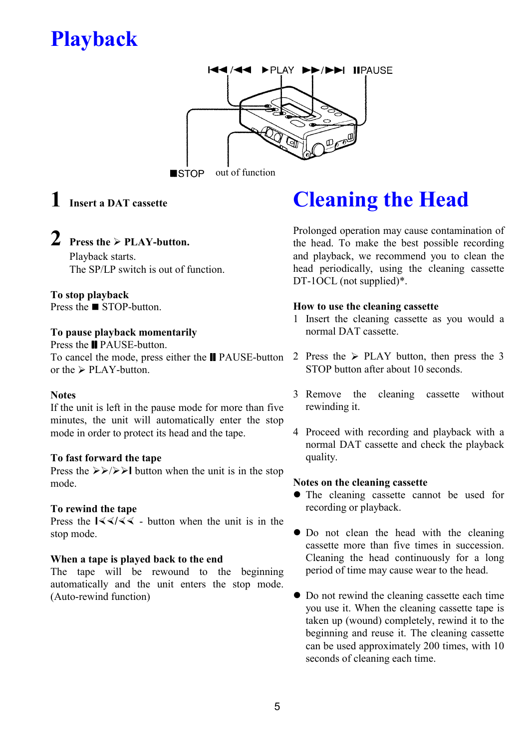# Playback

⏮/◀◀ ▶PLAY ▶▶/⏭ ❚❚PAUSE

■STOP out of function

**1 Insert a DAT cassette**

**2 Press the ➢ PLAY-button.**

Playback starts.
The SP/LP switch is out of function.

**To stop playback**
Press the ■ STOP-button.

**To pause playback momentarily**
Press the ❚❚ PAUSE-button.
To cancel the mode, press either the ❚❚ PAUSE-button or the ➢ PLAY-button.

**Notes**
If the unit is left in the pause mode for more than five minutes, the unit will automatically enter the stop mode in order to protect its head and the tape.

**To fast forward the tape**
Press the ➢➢/➢➢I button when the unit is in the stop mode.

**To rewind the tape**
Press the I≺≺/≺≺ - button when the unit is in the stop mode.

**When a tape is played back to the end**
The tape will be rewound to the beginning automatically and the unit enters the stop mode. (Auto-rewind function)

# Cleaning the Head

Prolonged operation may cause contamination of the head. To make the best possible recording and playback, we recommend you to clean the head periodically, using the cleaning cassette DT-1OCL (not supplied)*.

**How to use the cleaning cassette**

1 Insert the cleaning cassette as you would a normal DAT cassette.

2 Press the ➢ PLAY button, then press the 3 STOP button after about 10 seconds.

3 Remove the cleaning cassette without rewinding it.

4 Proceed with recording and playback with a normal DAT cassette and check the playback quality.

**Notes on the cleaning cassette**

- The cleaning cassette cannot be used for recording or playback.

- Do not clean the head with the cleaning cassette more than five times in succession. Cleaning the head continuously for a long period of time may cause wear to the head.

- Do not rewind the cleaning cassette each time you use it. When the cleaning cassette tape is taken up (wound) completely, rewind it to the beginning and reuse it. The cleaning cassette can be used approximately 200 times, with 10 seconds of cleaning each time.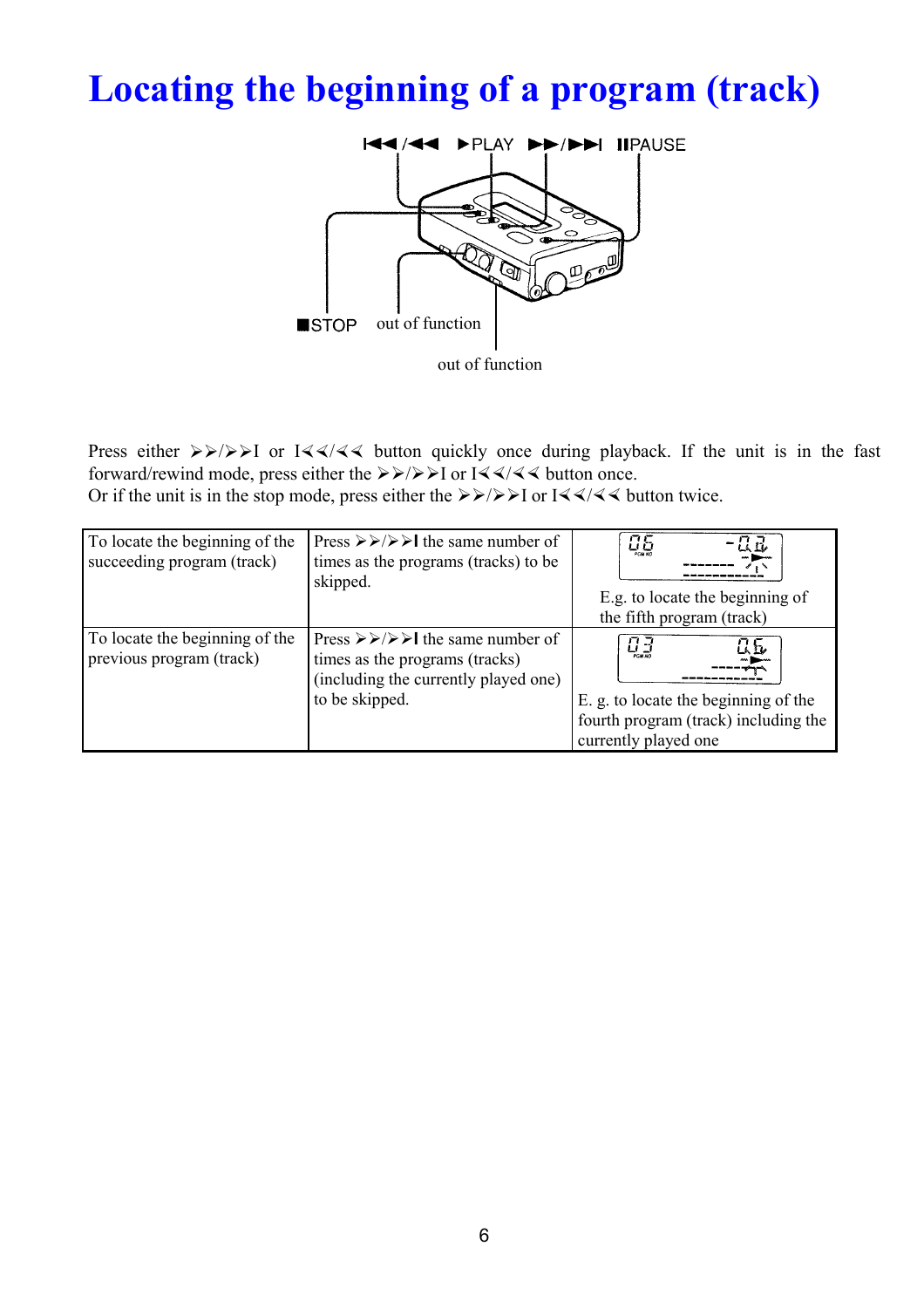# Locating the beginning of a program (track)

Press either ➢➢/➢➢I or I≺≺/≺≺ button quickly once during playback. If the unit is in the fast forward/rewind mode, press either the ➢➢/➢➢I or I≺≺/≺≺ button once.
Or if the unit is in the stop mode, press either the ➢➢/➢➢I or I≺≺/≺≺ button twice.

| To locate the beginning of the succeeding program (track) | Press ➢➢/➢➢I the same number of times as the programs (tracks) to be skipped. | E.g. to locate the beginning of the fifth program (track) |
|---|---|---|
| To locate the beginning of the previous program (track) | Press ➢➢/➢➢I the same number of times as the programs (tracks) (including the currently played one) to be skipped. | E. g. to locate the beginning of the fourth program (track) including the currently played one |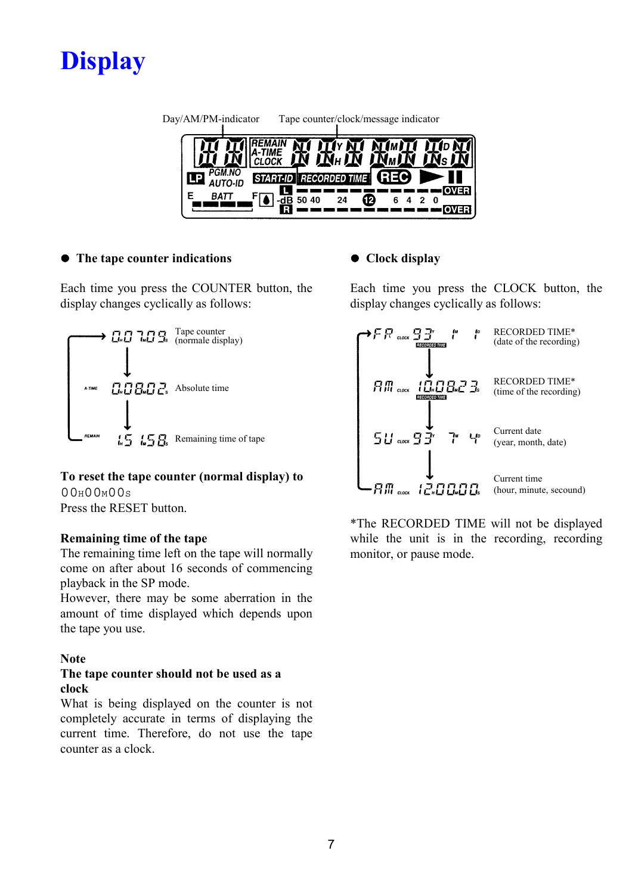# Display

Day/AM/PM-indicator    Tape counter/clock/message indicator

## ● The tape counter indications

Each time you press the COUNTER button, the display changes cyclically as follows:

- 00H 07M 09S — Tape counter (normale display)
- A-TIME 00H 08M 02S — Absolute time
- REMAIN 1H 15M 58S — Remaining time of tape

**To reset the tape counter (normal display) to** 00H00M00S
Press the RESET button.

**Remaining time of the tape**
The remaining time left on the tape will normally come on after about 16 seconds of commencing playback in the SP mode.
However, there may be some aberration in the amount of time displayed which depends upon the tape you use.

**Note**
**The tape counter should not be used as a clock**
What is being displayed on the counter is not completely accurate in terms of displaying the current time. Therefore, do not use the tape counter as a clock.

## ● Clock display

Each time you press the CLOCK button, the display changes cyclically as follows:

- FR CLOCK 93Y 1M 1D — RECORDED TIME* (date of the recording)
- AM CLOCK 10H 08M 23S — RECORDED TIME* (time of the recording)
- SU CLOCK 93Y 7M 4D — Current date (year, month, date)
- AM CLOCK 12H 00M 00S — Current time (hour, minute, secound)

*The RECORDED TIME will not be displayed while the unit is in the recording, recording monitor, or pause mode.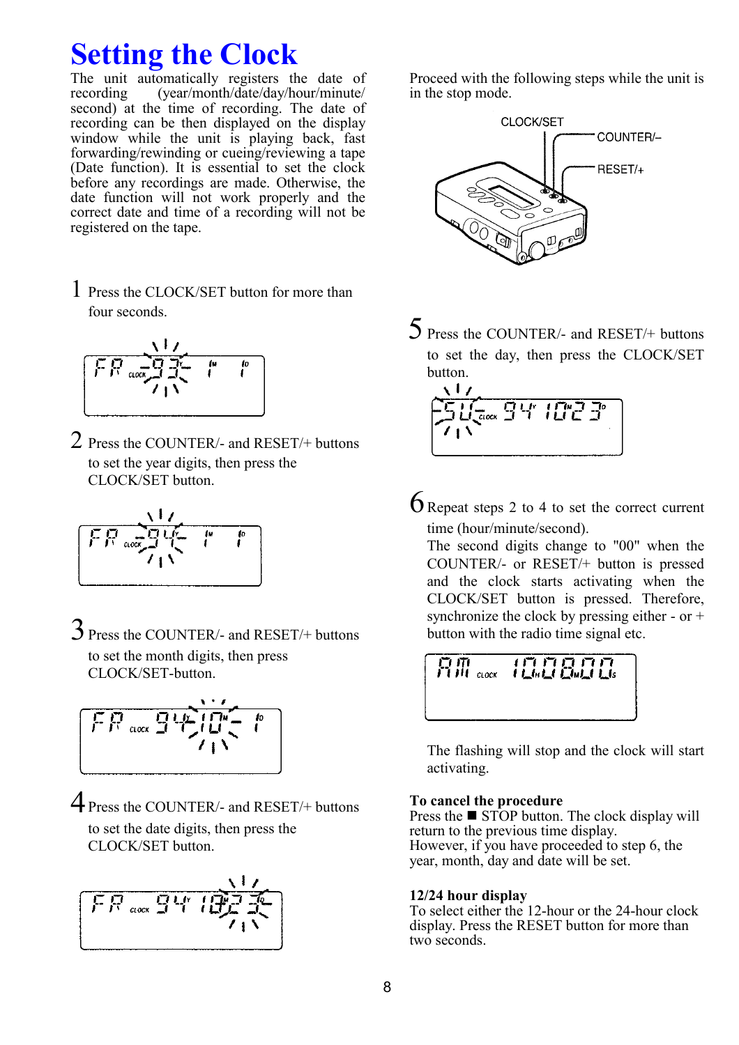# Setting the Clock

The unit automatically registers the date of recording (year/month/date/day/hour/minute/ second) at the time of recording. The date of recording can be then displayed on the display window while the unit is playing back, fast forwarding/rewinding or cueing/reviewing a tape (Date function). It is essential to set the clock before any recordings are made. Otherwise, the date function will not work properly and the correct date and time of a recording will not be registered on the tape.

1 Press the CLOCK/SET button for more than four seconds.

2 Press the COUNTER/- and RESET/+ buttons to set the year digits, then press the CLOCK/SET button.

3 Press the COUNTER/- and RESET/+ buttons to set the month digits, then press CLOCK/SET-button.

4 Press the COUNTER/- and RESET/+ buttons to set the date digits, then press the CLOCK/SET button.

Proceed with the following steps while the unit is in the stop mode.

CLOCK/SET

COUNTER/–

RESET/+

5 Press the COUNTER/- and RESET/+ buttons to set the day, then press the CLOCK/SET button.

6 Repeat steps 2 to 4 to set the correct current time (hour/minute/second).
The second digits change to "00" when the COUNTER/- or RESET/+ button is pressed and the clock starts activating when the CLOCK/SET button is pressed. Therefore, synchronize the clock by pressing either - or + button with the radio time signal etc.

The flashing will stop and the clock will start activating.

**To cancel the procedure**
Press the ■ STOP button. The clock display will return to the previous time display.
However, if you have proceeded to step 6, the year, month, day and date will be set.

**12/24 hour display**
To select either the 12-hour or the 24-hour clock display. Press the RESET button for more than two seconds.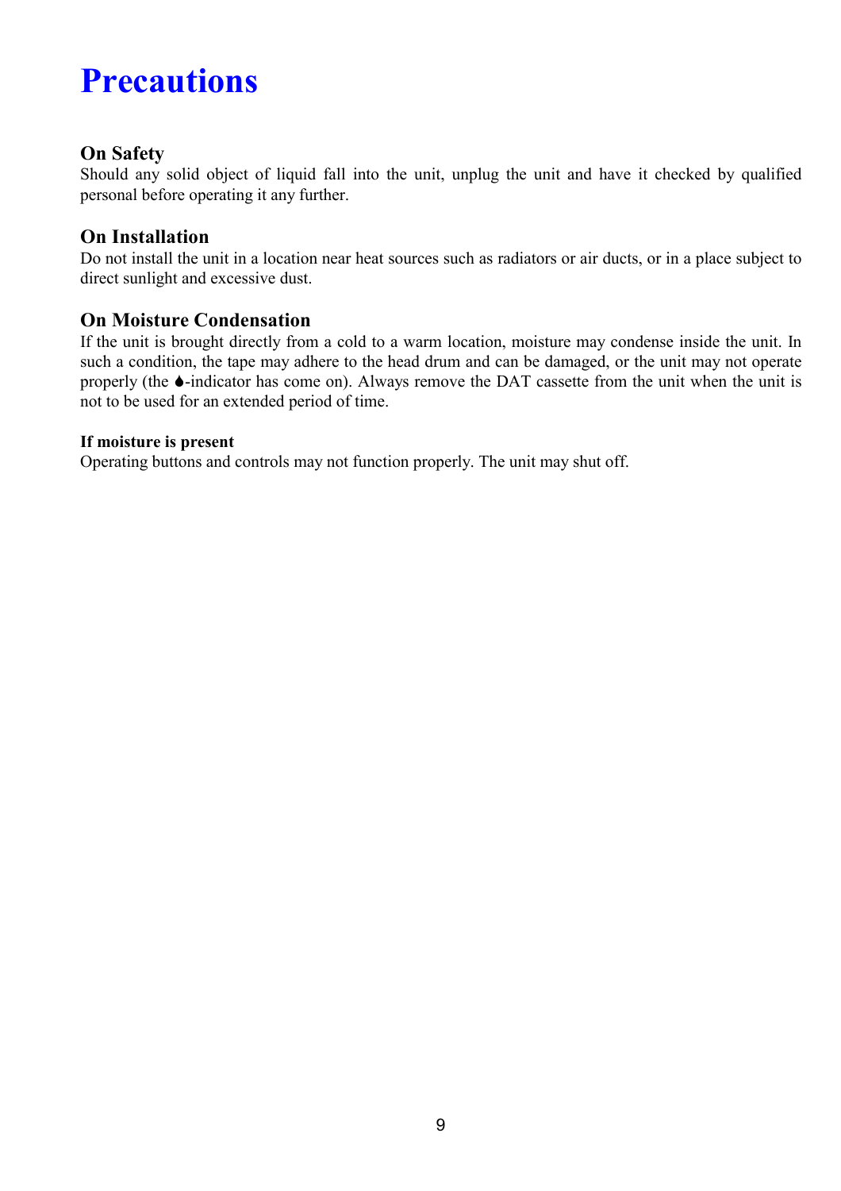# Precautions

## On Safety

Should any solid object of liquid fall into the unit, unplug the unit and have it checked by qualified personal before operating it any further.

## On Installation

Do not install the unit in a location near heat sources such as radiators or air ducts, or in a place subject to direct sunlight and excessive dust.

## On Moisture Condensation

If the unit is brought directly from a cold to a warm location, moisture may condense inside the unit. In such a condition, the tape may adhere to the head drum and can be damaged, or the unit may not operate properly (the ♦-indicator has come on). Always remove the DAT cassette from the unit when the unit is not to be used for an extended period of time.

### If moisture is present

Operating buttons and controls may not function properly. The unit may shut off.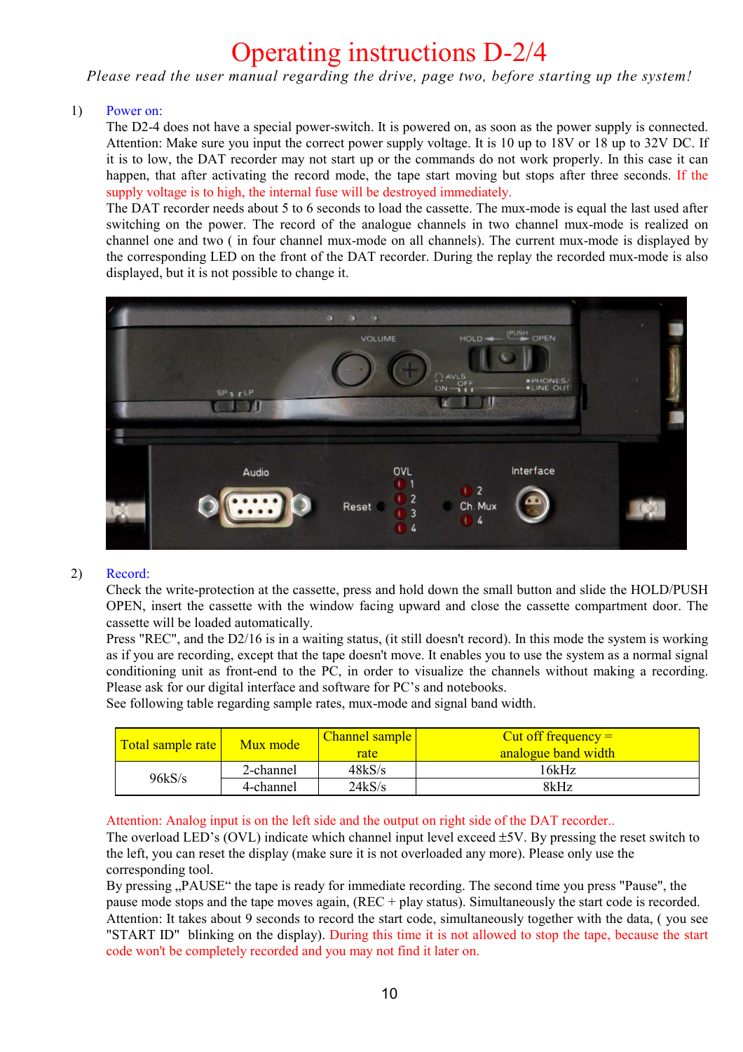# Operating instructions D-2/4

*Please read the user manual regarding the drive, page two, before starting up the system!*

1) Power on:

The D2-4 does not have a special power-switch. It is powered on, as soon as the power supply is connected. Attention: Make sure you input the correct power supply voltage. It is 10 up to 18V or 18 up to 32V DC. If it is to low, the DAT recorder may not start up or the commands do not work properly. In this case it can happen, that after activating the record mode, the tape start moving but stops after three seconds. If the supply voltage is to high, the internal fuse will be destroyed immediately.

The DAT recorder needs about 5 to 6 seconds to load the cassette. The mux-mode is equal the last used after switching on the power. The record of the analogue channels in two channel mux-mode is realized on channel one and two ( in four channel mux-mode on all channels). The current mux-mode is displayed by the corresponding LED on the front of the DAT recorder. During the replay the recorded mux-mode is also displayed, but it is not possible to change it.

2) Record:

Check the write-protection at the cassette, press and hold down the small button and slide the HOLD/PUSH OPEN, insert the cassette with the window facing upward and close the cassette compartment door. The cassette will be loaded automatically.

Press "REC", and the D2/16 is in a waiting status, (it still doesn't record). In this mode the system is working as if you are recording, except that the tape doesn't move. It enables you to use the system as a normal signal conditioning unit as front-end to the PC, in order to visualize the channels without making a recording. Please ask for our digital interface and software for PC's and notebooks.

See following table regarding sample rates, mux-mode and signal band width.

| Total sample rate | Mux mode | Channel sample rate | Cut off frequency = analogue band width |
|---|---|---|---|
| 96kS/s | 2-channel | 48kS/s | 16kHz |
| | 4-channel | 24kS/s | 8kHz |

Attention: Analog input is on the left side and the output on right side of the DAT recorder..

The overload LED's (OVL) indicate which channel input level exceed ±5V. By pressing the reset switch to the left, you can reset the display (make sure it is not overloaded any more). Please only use the corresponding tool.

By pressing „PAUSE" the tape is ready for immediate recording. The second time you press "Pause", the pause mode stops and the tape moves again, (REC + play status). Simultaneously the start code is recorded. Attention: It takes about 9 seconds to record the start code, simultaneously together with the data, ( you see "START ID" blinking on the display). During this time it is not allowed to stop the tape, because the start code won't be completely recorded and you may not find it later on.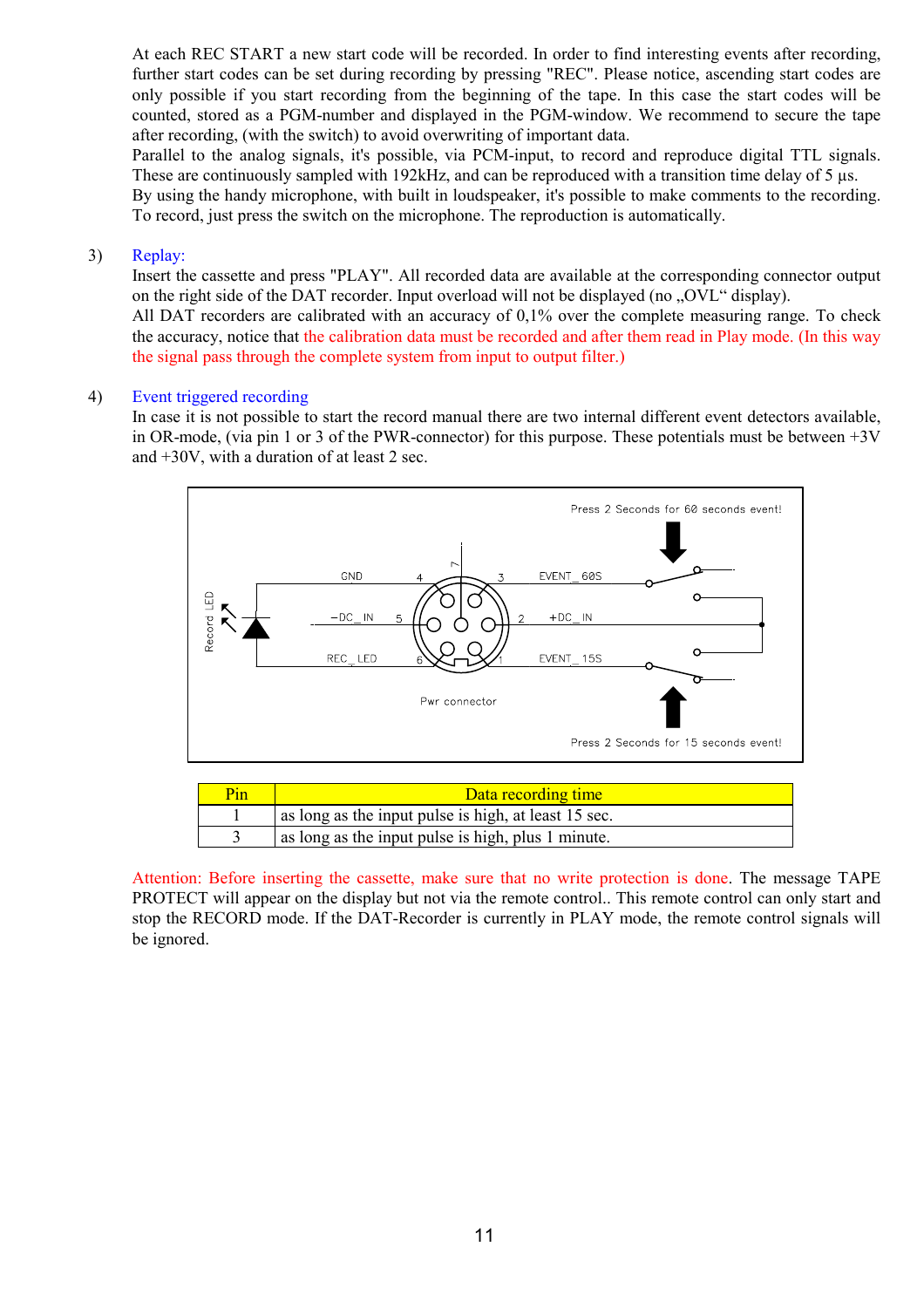At each REC START a new start code will be recorded. In order to find interesting events after recording, further start codes can be set during recording by pressing "REC". Please notice, ascending start codes are only possible if you start recording from the beginning of the tape. In this case the start codes will be counted, stored as a PGM-number and displayed in the PGM-window. We recommend to secure the tape after recording, (with the switch) to avoid overwriting of important data.
Parallel to the analog signals, it's possible, via PCM-input, to record and reproduce digital TTL signals. These are continuously sampled with 192kHz, and can be reproduced with a transition time delay of 5 µs.
By using the handy microphone, with built in loudspeaker, it's possible to make comments to the recording. To record, just press the switch on the microphone. The reproduction is automatically.

3) Replay:

Insert the cassette and press "PLAY". All recorded data are available at the corresponding connector output on the right side of the DAT recorder. Input overload will not be displayed (no „OVL" display).
All DAT recorders are calibrated with an accuracy of 0,1% over the complete measuring range. To check the accuracy, notice that the calibration data must be recorded and after them read in Play mode. (In this way the signal pass through the complete system from input to output filter.)

4) Event triggered recording

In case it is not possible to start the record manual there are two internal different event detectors available, in OR-mode, (via pin 1 or 3 of the PWR-connector) for this purpose. These potentials must be between +3V and +30V, with a duration of at least 2 sec.

Press 2 Seconds for 60 seconds event!

GND 4 7 3 EVENT_60S

Record LED −DC_IN 5 2 +DC_IN

REC_LED 6 1 EVENT_15S

Pwr connector

Press 2 Seconds for 15 seconds event!

| Pin | Data recording time |
|---|---|
| 1 | as long as the input pulse is high, at least 15 sec. |
| 3 | as long as the input pulse is high, plus 1 minute. |

Attention: Before inserting the cassette, make sure that no write protection is done. The message TAPE PROTECT will appear on the display but not via the remote control.. This remote control can only start and stop the RECORD mode. If the DAT-Recorder is currently in PLAY mode, the remote control signals will be ignored.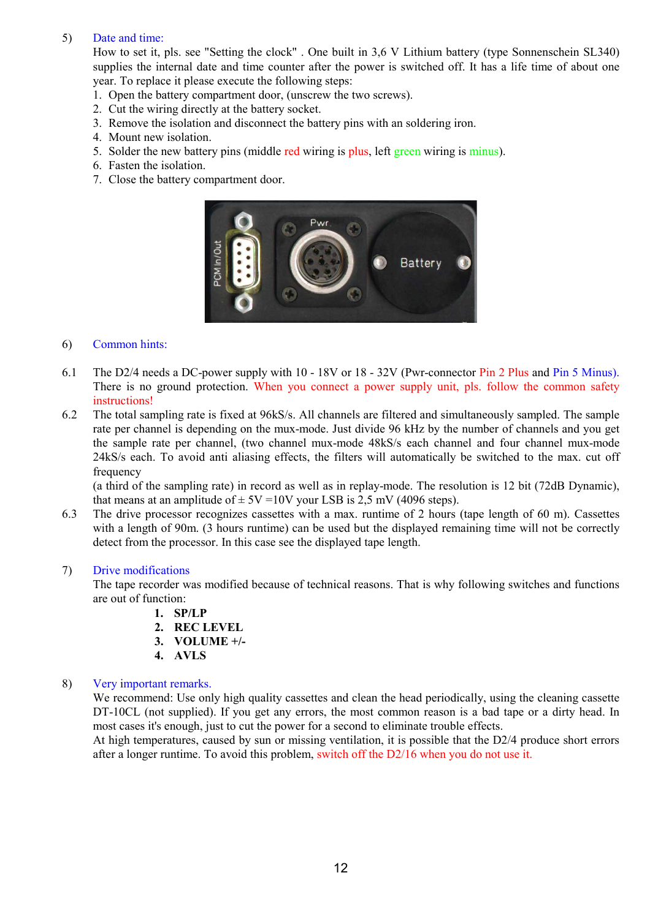5) Date and time:

How to set it, pls. see "Setting the clock" . One built in 3,6 V Lithium battery (type Sonnenschein SL340) supplies the internal date and time counter after the power is switched off. It has a life time of about one year. To replace it please execute the following steps:

1. Open the battery compartment door, (unscrew the two screws).
2. Cut the wiring directly at the battery socket.
3. Remove the isolation and disconnect the battery pins with an soldering iron.
4. Mount new isolation.
5. Solder the new battery pins (middle red wiring is plus, left green wiring is minus).
6. Fasten the isolation.
7. Close the battery compartment door.

6) Common hints:

6.1 The D2/4 needs a DC-power supply with 10 - 18V or 18 - 32V (Pwr-connector Pin 2 Plus and Pin 5 Minus). There is no ground protection. When you connect a power supply unit, pls. follow the common safety instructions!

6.2 The total sampling rate is fixed at 96kS/s. All channels are filtered and simultaneously sampled. The sample rate per channel is depending on the mux-mode. Just divide 96 kHz by the number of channels and you get the sample rate per channel, (two channel mux-mode 48kS/s each channel and four channel mux-mode 24kS/s each. To avoid anti aliasing effects, the filters will automatically be switched to the max. cut off frequency
(a third of the sampling rate) in record as well as in replay-mode. The resolution is 12 bit (72dB Dynamic), that means at an amplitude of ± 5V =10V your LSB is 2,5 mV (4096 steps).

6.3 The drive processor recognizes cassettes with a max. runtime of 2 hours (tape length of 60 m). Cassettes with a length of 90m. (3 hours runtime) can be used but the displayed remaining time will not be correctly detect from the processor. In this case see the displayed tape length.

7) Drive modifications

The tape recorder was modified because of technical reasons. That is why following switches and functions are out of function:

1. **SP/LP**
2. **REC LEVEL**
3. **VOLUME +/-**
4. **AVLS**

8) Very important remarks.

We recommend: Use only high quality cassettes and clean the head periodically, using the cleaning cassette DT-10CL (not supplied). If you get any errors, the most common reason is a bad tape or a dirty head. In most cases it's enough, just to cut the power for a second to eliminate trouble effects.
At high temperatures, caused by sun or missing ventilation, it is possible that the D2/4 produce short errors after a longer runtime. To avoid this problem, switch off the D2/16 when you do not use it.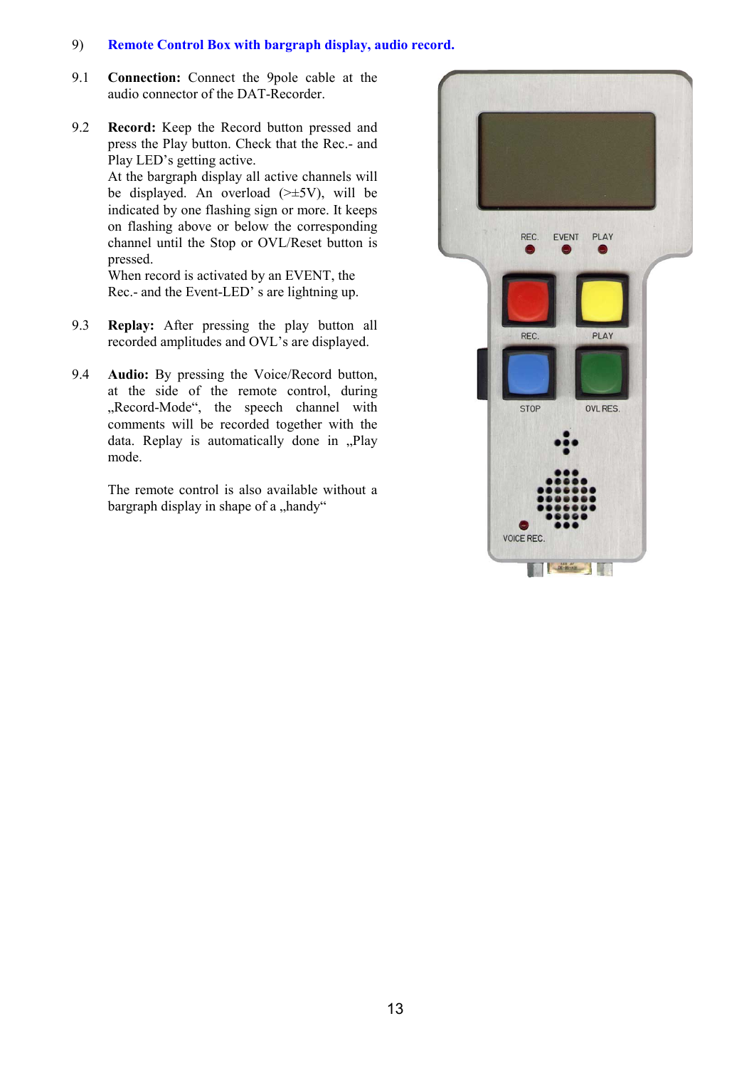## 9) Remote Control Box with bargraph display, audio record.

9.1 **Connection:** Connect the 9pole cable at the audio connector of the DAT-Recorder.

9.2 **Record:** Keep the Record button pressed and press the Play button. Check that the Rec.- and Play LED's getting active.
At the bargraph display all active channels will be displayed. An overload (>±5V), will be indicated by one flashing sign or more. It keeps on flashing above or below the corresponding channel until the Stop or OVL/Reset button is pressed.
When record is activated by an EVENT, the Rec.- and the Event-LED' s are lightning up.

9.3 **Replay:** After pressing the play button all recorded amplitudes and OVL's are displayed.

9.4 **Audio:** By pressing the Voice/Record button, at the side of the remote control, during „Record-Mode", the speech channel with comments will be recorded together with the data. Replay is automatically done in „Play mode.

The remote control is also available without a bargraph display in shape of a „handy"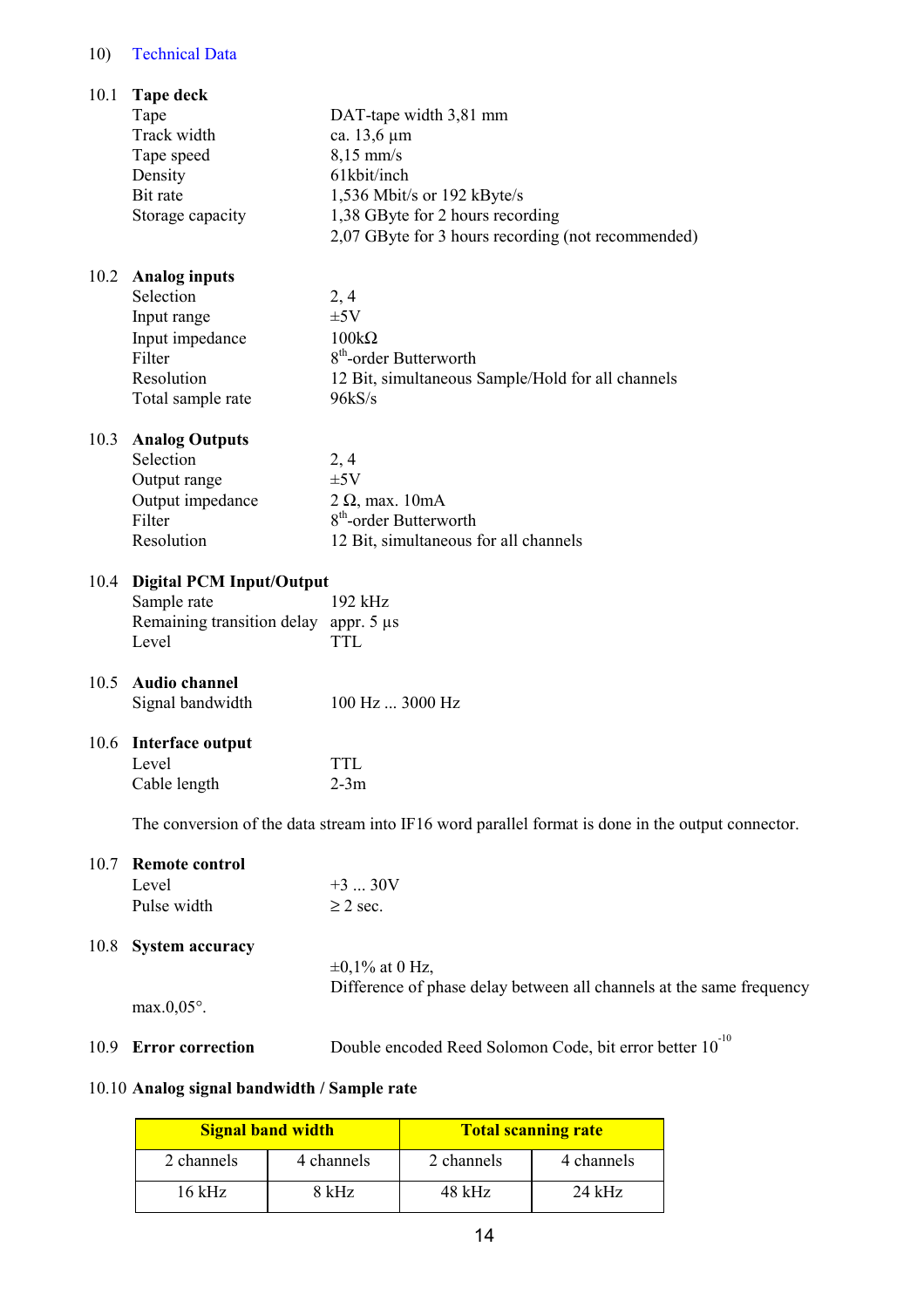## 10) Technical Data

### 10.1 Tape deck

| | |
|---|---|
| Tape | DAT-tape width 3,81 mm |
| Track width | ca. 13,6 µm |
| Tape speed | 8,15 mm/s |
| Density | 61kbit/inch |
| Bit rate | 1,536 Mbit/s or 192 kByte/s |
| Storage capacity | 1,38 GByte for 2 hours recording |
| | 2,07 GByte for 3 hours recording (not recommended) |

### 10.2 Analog inputs

| | |
|---|---|
| Selection | 2, 4 |
| Input range | ±5V |
| Input impedance | 100kΩ |
| Filter | 8th-order Butterworth |
| Resolution | 12 Bit, simultaneous Sample/Hold for all channels |
| Total sample rate | 96kS/s |

### 10.3 Analog Outputs

| | |
|---|---|
| Selection | 2, 4 |
| Output range | ±5V |
| Output impedance | 2 Ω, max. 10mA |
| Filter | 8th-order Butterworth |
| Resolution | 12 Bit, simultaneous for all channels |

### 10.4 Digital PCM Input/Output

| | |
|---|---|
| Sample rate | 192 kHz |
| Remaining transition delay | appr. 5 µs |
| Level | TTL |

### 10.5 Audio channel

| | |
|---|---|
| Signal bandwidth | 100 Hz ... 3000 Hz |

### 10.6 Interface output

| | |
|---|---|
| Level | TTL |
| Cable length | 2-3m |

The conversion of the data stream into IF16 word parallel format is done in the output connector.

### 10.7 Remote control

| | |
|---|---|
| Level | +3 ... 30V |
| Pulse width | ≥ 2 sec. |

### 10.8 System accuracy

±0,1% at 0 Hz,
Difference of phase delay between all channels at the same frequency max.0,05°.

### 10.9 Error correction

Double encoded Reed Solomon Code, bit error better $10^{-10}$

### 10.10 Analog signal bandwidth / Sample rate

| Signal band width | | Total scanning rate | |
|---|---|---|---|
| 2 channels | 4 channels | 2 channels | 4 channels |
| 16 kHz | 8 kHz | 48 kHz | 24 kHz |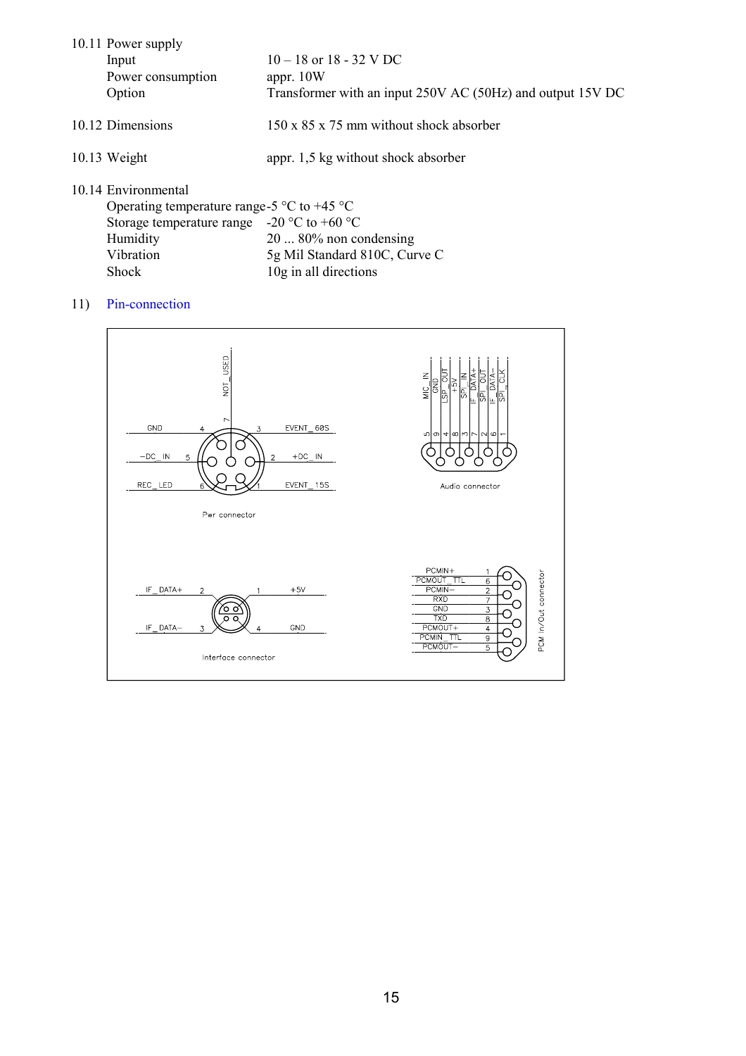10.11 Power supply

| | |
|---|---|
| Input | 10 – 18 or 18 - 32 V DC |
| Power consumption | appr. 10W |
| Option | Transformer with an input 250V AC (50Hz) and output 15V DC |

10.12 Dimensions 150 x 85 x 75 mm without shock absorber

10.13 Weight appr. 1,5 kg without shock absorber

10.14 Environmental

| | |
|---|---|
| Operating temperature range | -5 °C to +45 °C |
| Storage temperature range | -20 °C to +60 °C |
| Humidity | 20 ... 80% non condensing |
| Vibration | 5g Mil Standard 810C, Curve C |
| Shock | 10g in all directions |

## 11) Pin-connection

**Pwr connector**

| Pin | Signal |
|---|---|
| 1 | EVENT_15S |
| 2 | +DC_IN |
| 3 | EVENT_60S |
| 4 | GND |
| 5 | –DC_IN |
| 6 | REC_LED |
| 7 | NOT_USED |

**Audio connector**

| Pin | Signal |
|---|---|
| 5 | MIC_IN |
| 9 | GND |
| 4 | LSP_OUT |
| 8 | +5V |
| 3 | SPI_IN |
| 7 | IF_DATA+ |
| 2 | SPI_OUT |
| 6 | IF_DATA– |
| 1 | SPI_CLK |

**Interface connector**

| Pin | Signal |
|---|---|
| 1 | +5V |
| 2 | IF_DATA+ |
| 3 | IF_DATA– |
| 4 | GND |

**PCM In/Out connector**

| Pin | Signal |
|---|---|
| 1 | PCMIN+ |
| 6 | PCMOUT_TTL |
| 2 | PCMIN– |
| 7 | RXD |
| 3 | GND |
| 8 | TXD |
| 4 | PCMOUT+ |
| 9 | PCMIN_TTL |
| 5 | PCMOUT– |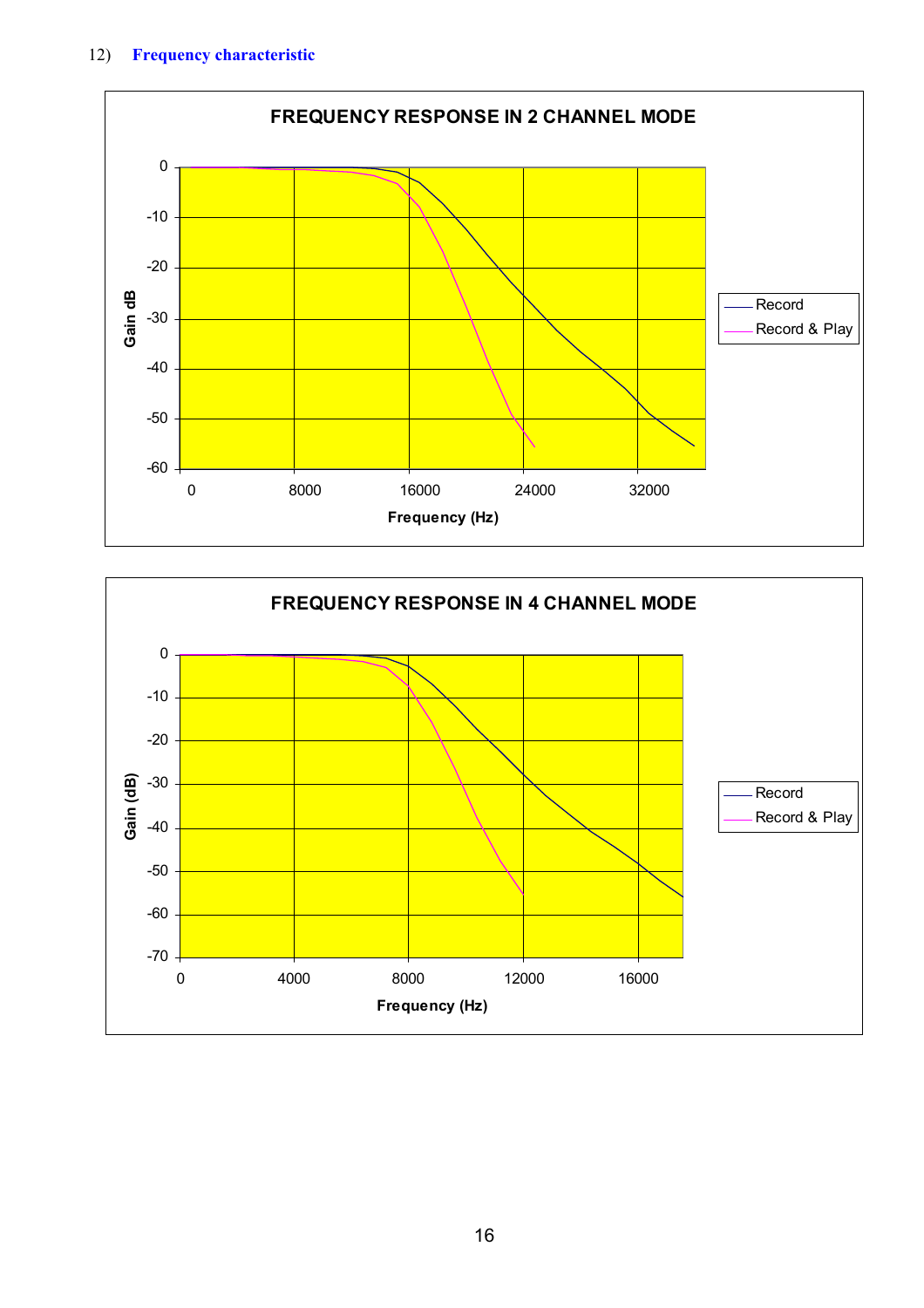12) **Frequency characteristic**

FREQUENCY RESPONSE IN 2 CHANNEL MODE

Gain dB

0
-10
-20
-30
-40
-50
-60

0
8000
16000
24000
32000

Frequency (Hz)

Record
Record & Play

FREQUENCY RESPONSE IN 4 CHANNEL MODE

Gain (dB)

0
-10
-20
-30
-40
-50
-60
-70

0
4000
8000
12000
16000

Frequency (Hz)

Record
Record & Play